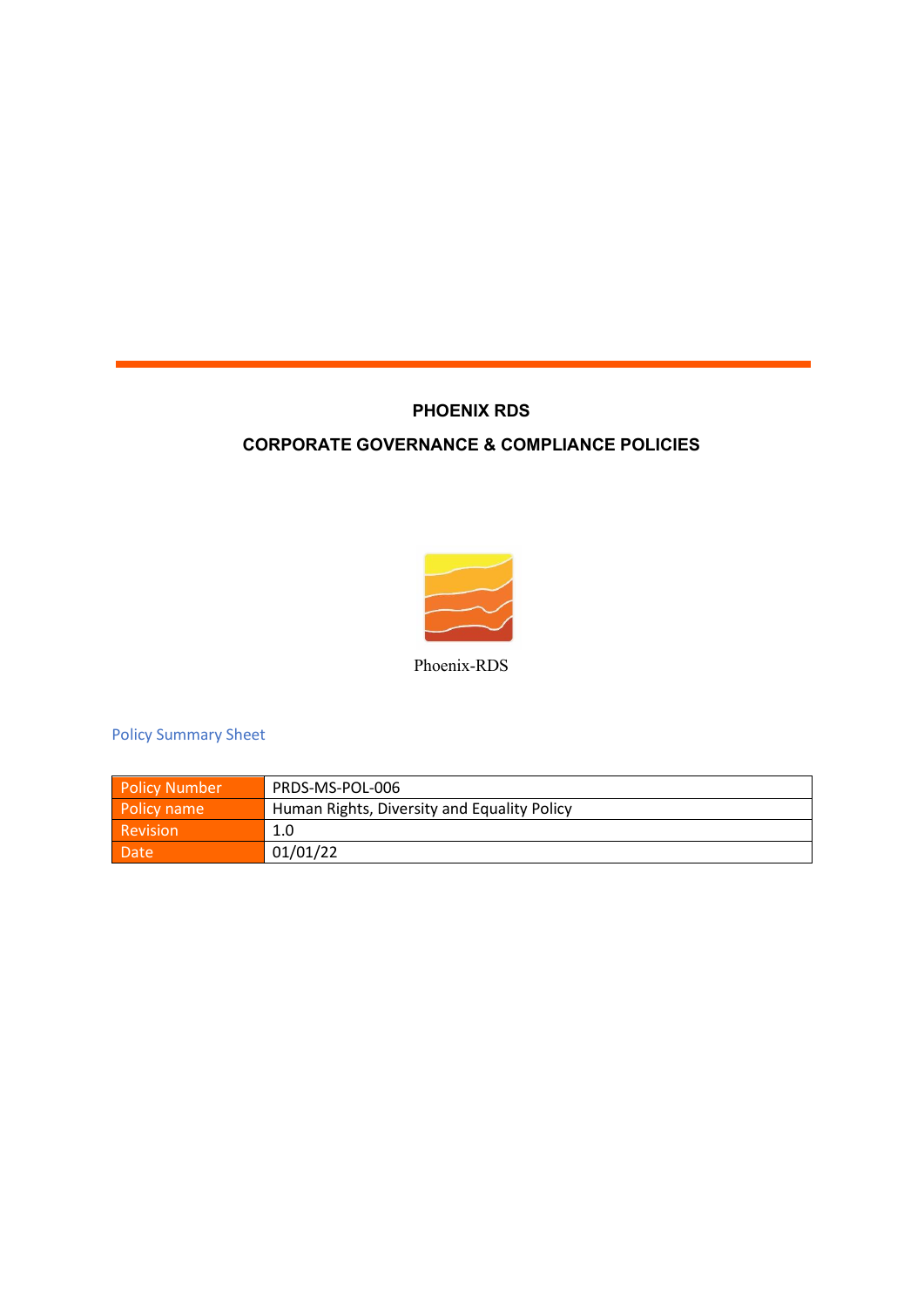# PHOENIX RDS

## CORPORATE GOVERNANCE & COMPLIANCE POLICIES

Phoenix-RDS

### Policy Summary Sheet

| Policy Number | PRDS-MS-POL-006 |
|---|---|
| Policy name | Human Rights, Diversity and Equality Policy |
| Revision | 1.0 |
| Date | 01/01/22 |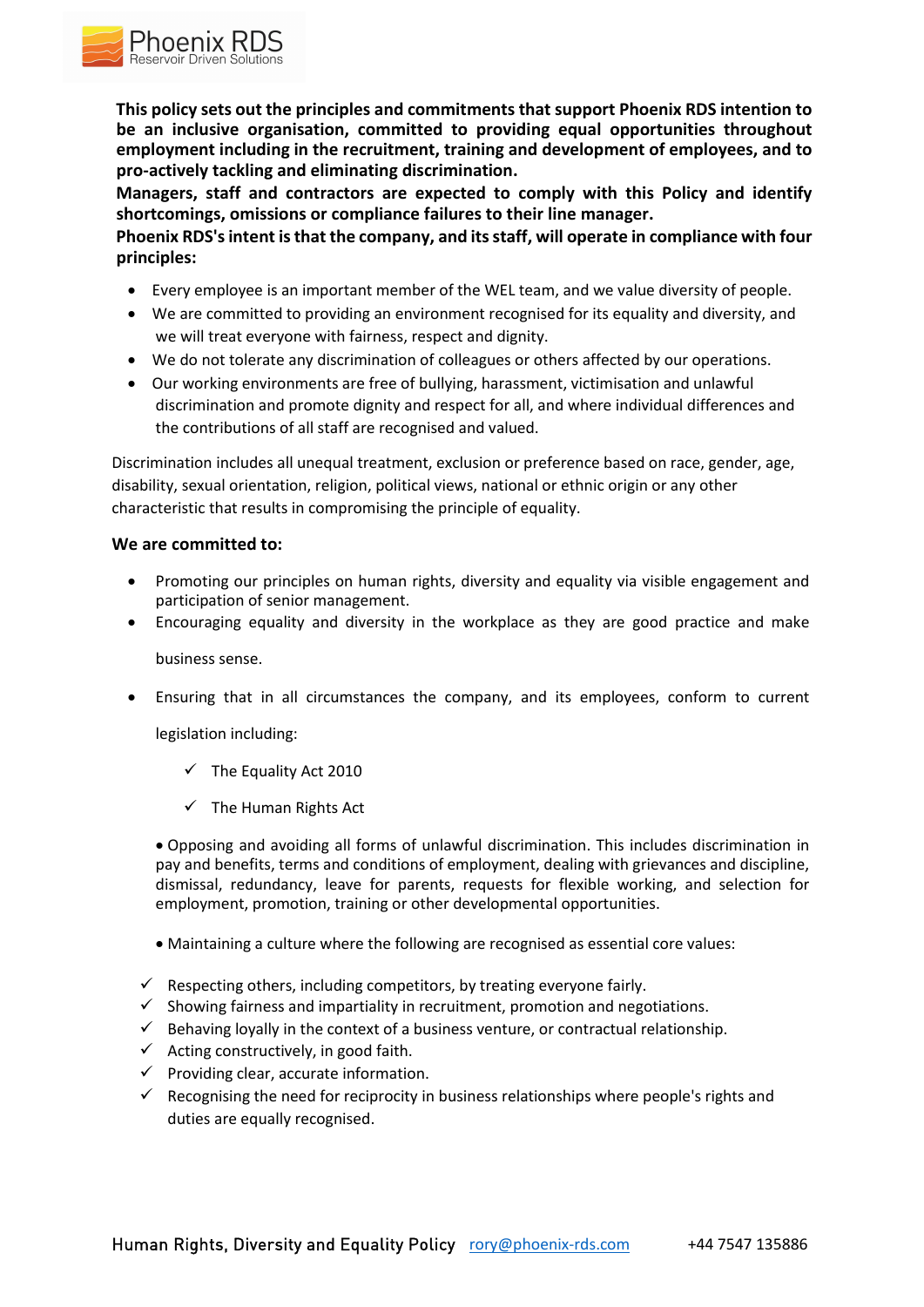**This policy sets out the principles and commitments that support Phoenix RDS intention to be an inclusive organisation, committed to providing equal opportunities throughout employment including in the recruitment, training and development of employees, and to pro-actively tackling and eliminating discrimination.**

**Managers, staff and contractors are expected to comply with this Policy and identify shortcomings, omissions or compliance failures to their line manager.**

**Phoenix RDS's intent is that the company, and its staff, will operate in compliance with four principles:**

- Every employee is an important member of the WEL team, and we value diversity of people.
- We are committed to providing an environment recognised for its equality and diversity, and we will treat everyone with fairness, respect and dignity.
- We do not tolerate any discrimination of colleagues or others affected by our operations.
- Our working environments are free of bullying, harassment, victimisation and unlawful discrimination and promote dignity and respect for all, and where individual differences and the contributions of all staff are recognised and valued.

Discrimination includes all unequal treatment, exclusion or preference based on race, gender, age, disability, sexual orientation, religion, political views, national or ethnic origin or any other characteristic that results in compromising the principle of equality.

**We are committed to:**

- Promoting our principles on human rights, diversity and equality via visible engagement and participation of senior management.
- Encouraging equality and diversity in the workplace as they are good practice and make business sense.
- Ensuring that in all circumstances the company, and its employees, conform to current legislation including:
  - ✓ The Equality Act 2010
  - ✓ The Human Rights Act
- Opposing and avoiding all forms of unlawful discrimination. This includes discrimination in pay and benefits, terms and conditions of employment, dealing with grievances and discipline, dismissal, redundancy, leave for parents, requests for flexible working, and selection for employment, promotion, training or other developmental opportunities.
- Maintaining a culture where the following are recognised as essential core values:

✓ Respecting others, including competitors, by treating everyone fairly.
✓ Showing fairness and impartiality in recruitment, promotion and negotiations.
✓ Behaving loyally in the context of a business venture, or contractual relationship.
✓ Acting constructively, in good faith.
✓ Providing clear, accurate information.
✓ Recognising the need for reciprocity in business relationships where people's rights and duties are equally recognised.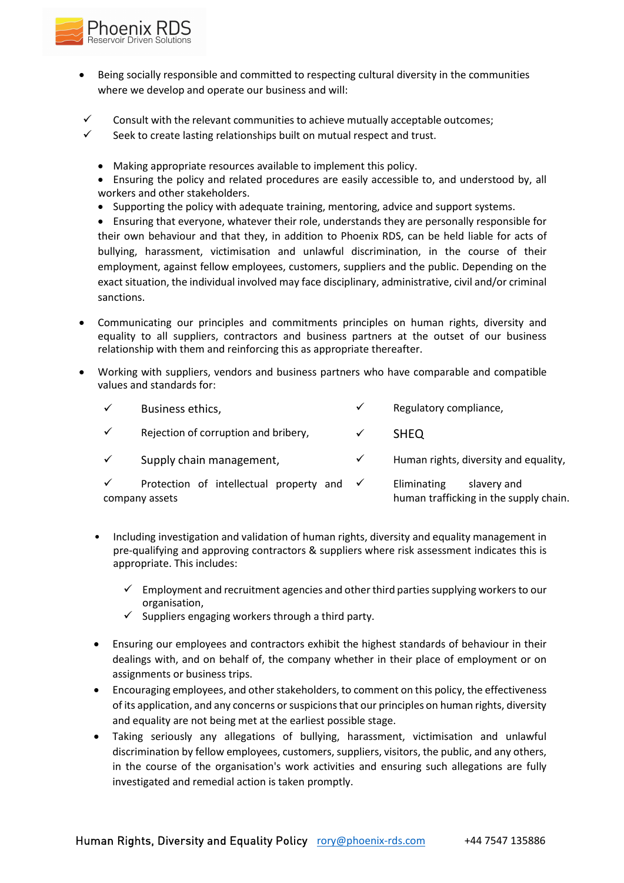- Being socially responsible and committed to respecting cultural diversity in the communities where we develop and operate our business and will:

  - ✓ Consult with the relevant communities to achieve mutually acceptable outcomes;
  - ✓ Seek to create lasting relationships built on mutual respect and trust.

  - Making appropriate resources available to implement this policy.
  - Ensuring the policy and related procedures are easily accessible to, and understood by, all workers and other stakeholders.
  - Supporting the policy with adequate training, mentoring, advice and support systems.
  - Ensuring that everyone, whatever their role, understands they are personally responsible for their own behaviour and that they, in addition to Phoenix RDS, can be held liable for acts of bullying, harassment, victimisation and unlawful discrimination, in the course of their employment, against fellow employees, customers, suppliers and the public. Depending on the exact situation, the individual involved may face disciplinary, administrative, civil and/or criminal sanctions.

- Communicating our principles and commitments principles on human rights, diversity and equality to all suppliers, contractors and business partners at the outset of our business relationship with them and reinforcing this as appropriate thereafter.

- Working with suppliers, vendors and business partners who have comparable and compatible values and standards for:

  - ✓ Business ethics,
  - ✓ Rejection of corruption and bribery,
  - ✓ Supply chain management,
  - ✓ Protection of intellectual property and company assets
  - ✓ Regulatory compliance,
  - ✓ SHEQ
  - ✓ Human rights, diversity and equality,
  - ✓ Eliminating slavery and human trafficking in the supply chain.

- Including investigation and validation of human rights, diversity and equality management in pre-qualifying and approving contractors & suppliers where risk assessment indicates this is appropriate. This includes:

  - ✓ Employment and recruitment agencies and other third parties supplying workers to our organisation,
  - ✓ Suppliers engaging workers through a third party.

- Ensuring our employees and contractors exhibit the highest standards of behaviour in their dealings with, and on behalf of, the company whether in their place of employment or on assignments or business trips.
- Encouraging employees, and other stakeholders, to comment on this policy, the effectiveness of its application, and any concerns or suspicions that our principles on human rights, diversity and equality are not being met at the earliest possible stage.
- Taking seriously any allegations of bullying, harassment, victimisation and unlawful discrimination by fellow employees, customers, suppliers, visitors, the public, and any others, in the course of the organisation's work activities and ensuring such allegations are fully investigated and remedial action is taken promptly.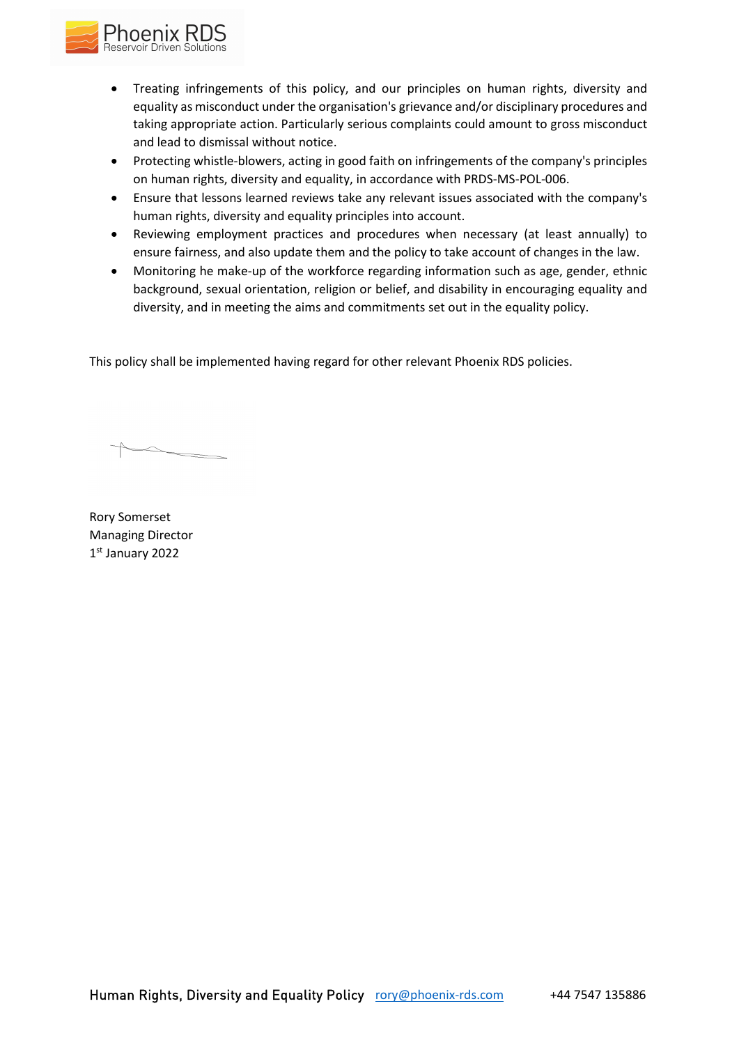- Treating infringements of this policy, and our principles on human rights, diversity and equality as misconduct under the organisation's grievance and/or disciplinary procedures and taking appropriate action. Particularly serious complaints could amount to gross misconduct and lead to dismissal without notice.
- Protecting whistle-blowers, acting in good faith on infringements of the company's principles on human rights, diversity and equality, in accordance with PRDS-MS-POL-006.
- Ensure that lessons learned reviews take any relevant issues associated with the company's human rights, diversity and equality principles into account.
- Reviewing employment practices and procedures when necessary (at least annually) to ensure fairness, and also update them and the policy to take account of changes in the law.
- Monitoring he make-up of the workforce regarding information such as age, gender, ethnic background, sexual orientation, religion or belief, and disability in encouraging equality and diversity, and in meeting the aims and commitments set out in the equality policy.

This policy shall be implemented having regard for other relevant Phoenix RDS policies.

Rory Somerset
Managing Director
1st January 2022